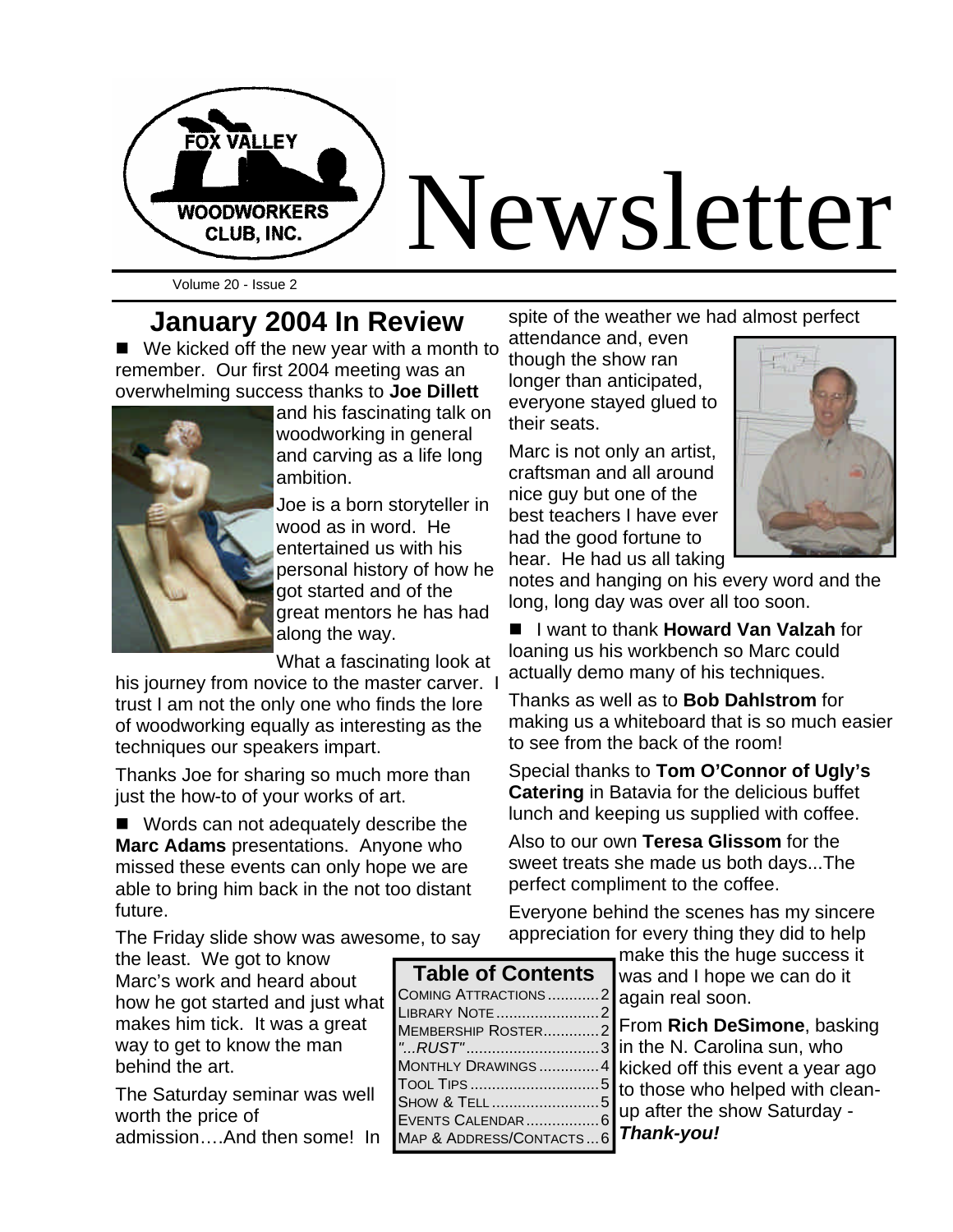# Fox Valley Woodworkers Club, Inc. Newsletter

Volume 20 - Issue 2

## January 2004 In Review

■ We kicked off the new year with a month to remember. Our first 2004 meeting was an overwhelming success thanks to **Joe Dillett** and his fascinating talk on woodworking in general and carving as a life long ambition.

Joe is a born storyteller in wood as in word. He entertained us with his personal history of how he got started and of the great mentors he has had along the way.

What a fascinating look at his journey from novice to the master carver. I trust I am not the only one who finds the lore of woodworking equally as interesting as the techniques our speakers impart.

Thanks Joe for sharing so much more than just the how-to of your works of art.

■ Words can not adequately describe the **Marc Adams** presentations. Anyone who missed these events can only hope we are able to bring him back in the not too distant future.

The Friday slide show was awesome, to say the least. We got to know Marc's work and heard about how he got started and just what makes him tick. It was a great way to get to know the man behind the art.

The Saturday seminar was well worth the price of admission….And then some! In spite of the weather we had almost perfect attendance and, even though the show ran longer than anticipated, everyone stayed glued to their seats.

Marc is not only an artist, craftsman and all around nice guy but one of the best teachers I have ever had the good fortune to hear. He had us all taking notes and hanging on his every word and the long, long day was over all too soon.

■ I want to thank **Howard Van Valzah** for loaning us his workbench so Marc could actually demo many of his techniques.

Thanks as well as to **Bob Dahlstrom** for making us a whiteboard that is so much easier to see from the back of the room!

Special thanks to **Tom O'Connor of Ugly's Catering** in Batavia for the delicious buffet lunch and keeping us supplied with coffee.

Also to our own **Teresa Glissom** for the sweet treats she made us both days...The perfect compliment to the coffee.

Everyone behind the scenes has my sincere appreciation for every thing they did to help make this the huge success it was and I hope we can do it again real soon.

From **Rich DeSimone**, basking in the N. Carolina sun, who kicked off this event a year ago to those who helped with clean-up after the show Saturday - ***Thank-you!***

| Table of Contents | |
|---|---|
| Coming Attractions | 2 |
| Library Note | 2 |
| Membership Roster | 2 |
| *"...RUST"* | 3 |
| Monthly Drawings | 4 |
| Tool Tips | 5 |
| Show & Tell | 5 |
| Events Calendar | 6 |
| Map & Address/Contacts | 6 |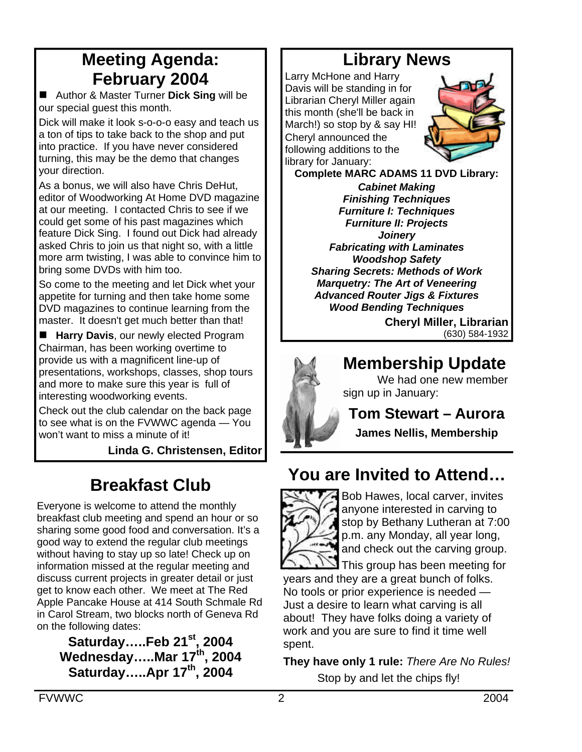## Meeting Agenda: February 2004

- Author & Master Turner **Dick Sing** will be our special guest this month.

Dick will make it look s-o-o-o easy and teach us a ton of tips to take back to the shop and put into practice. If you have never considered turning, this may be the demo that changes your direction.

As a bonus, we will also have Chris DeHut, editor of Woodworking At Home DVD magazine at our meeting. I contacted Chris to see if we could get some of his past magazines which feature Dick Sing. I found out Dick had already asked Chris to join us that night so, with a little more arm twisting, I was able to convince him to bring some DVDs with him too.

So come to the meeting and let Dick whet your appetite for turning and then take home some DVD magazines to continue learning from the master. It doesn't get much better than that!

- **Harry Davis**, our newly elected Program Chairman, has been working overtime to provide us with a magnificent line-up of presentations, workshops, classes, shop tours and more to make sure this year is full of interesting woodworking events.

Check out the club calendar on the back page to see what is on the FVWWC agenda — You won't want to miss a minute of it!

**Linda G. Christensen, Editor**

## Breakfast Club

Everyone is welcome to attend the monthly breakfast club meeting and spend an hour or so sharing some good food and conversation. It's a good way to extend the regular club meetings without having to stay up so late! Check up on information missed at the regular meeting and discuss current projects in greater detail or just get to know each other. We meet at The Red Apple Pancake House at 414 South Schmale Rd in Carol Stream, two blocks north of Geneva Rd on the following dates:

**Saturday…..Feb 21st, 2004**
**Wednesday…..Mar 17th, 2004**
**Saturday…..Apr 17th, 2004**

## Library News

Larry McHone and Harry Davis will be standing in for Librarian Cheryl Miller again this month (she'll be back in March!) so stop by & say HI! Cheryl announced the following additions to the library for January:

**Complete MARC ADAMS 11 DVD Library:**

***Cabinet Making***
***Finishing Techniques***
***Furniture I: Techniques***
***Furniture II: Projects***
***Joinery***
***Fabricating with Laminates***
***Woodshop Safety***
***Sharing Secrets: Methods of Work***
***Marquetry: The Art of Veneering***
***Advanced Router Jigs & Fixtures***
***Wood Bending Techniques***

**Cheryl Miller, Librarian**
(630) 584-1932

## Membership Update

We had one new member sign up in January:

**Tom Stewart – Aurora**

**James Nellis, Membership**

## You are Invited to Attend…

Bob Hawes, local carver, invites anyone interested in carving to stop by Bethany Lutheran at 7:00 p.m. any Monday, all year long, and check out the carving group. This group has been meeting for years and they are a great bunch of folks. No tools or prior experience is needed — Just a desire to learn what carving is all about! They have folks doing a variety of work and you are sure to find it time well spent.

**They have only 1 rule:** *There Are No Rules!*

Stop by and let the chips fly!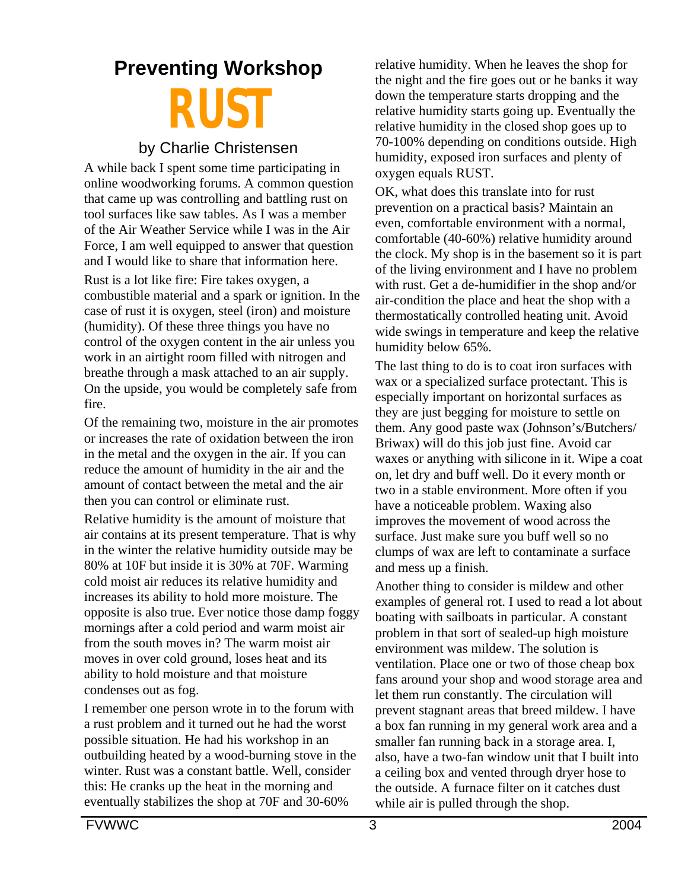# Preventing Workshop RUST

by Charlie Christensen

A while back I spent some time participating in online woodworking forums. A common question that came up was controlling and battling rust on tool surfaces like saw tables. As I was a member of the Air Weather Service while I was in the Air Force, I am well equipped to answer that question and I would like to share that information here.

Rust is a lot like fire: Fire takes oxygen, a combustible material and a spark or ignition. In the case of rust it is oxygen, steel (iron) and moisture (humidity). Of these three things you have no control of the oxygen content in the air unless you work in an airtight room filled with nitrogen and breathe through a mask attached to an air supply. On the upside, you would be completely safe from fire.

Of the remaining two, moisture in the air promotes or increases the rate of oxidation between the iron in the metal and the oxygen in the air. If you can reduce the amount of humidity in the air and the amount of contact between the metal and the air then you can control or eliminate rust.

Relative humidity is the amount of moisture that air contains at its present temperature. That is why in the winter the relative humidity outside may be 80% at 10F but inside it is 30% at 70F. Warming cold moist air reduces its relative humidity and increases its ability to hold more moisture. The opposite is also true. Ever notice those damp foggy mornings after a cold period and warm moist air from the south moves in? The warm moist air moves in over cold ground, loses heat and its ability to hold moisture and that moisture condenses out as fog.

I remember one person wrote in to the forum with a rust problem and it turned out he had the worst possible situation. He had his workshop in an outbuilding heated by a wood-burning stove in the winter. Rust was a constant battle. Well, consider this: He cranks up the heat in the morning and eventually stabilizes the shop at 70F and 30-60% relative humidity. When he leaves the shop for the night and the fire goes out or he banks it way down the temperature starts dropping and the relative humidity starts going up. Eventually the relative humidity in the closed shop goes up to 70-100% depending on conditions outside. High humidity, exposed iron surfaces and plenty of oxygen equals RUST.

OK, what does this translate into for rust prevention on a practical basis? Maintain an even, comfortable environment with a normal, comfortable (40-60%) relative humidity around the clock. My shop is in the basement so it is part of the living environment and I have no problem with rust. Get a de-humidifier in the shop and/or air-condition the place and heat the shop with a thermostatically controlled heating unit. Avoid wide swings in temperature and keep the relative humidity below 65%.

The last thing to do is to coat iron surfaces with wax or a specialized surface protectant. This is especially important on horizontal surfaces as they are just begging for moisture to settle on them. Any good paste wax (Johnson's/Butchers/Briwax) will do this job just fine. Avoid car waxes or anything with silicone in it. Wipe a coat on, let dry and buff well. Do it every month or two in a stable environment. More often if you have a noticeable problem. Waxing also improves the movement of wood across the surface. Just make sure you buff well so no clumps of wax are left to contaminate a surface and mess up a finish.

Another thing to consider is mildew and other examples of general rot. I used to read a lot about boating with sailboats in particular. A constant problem in that sort of sealed-up high moisture environment was mildew. The solution is ventilation. Place one or two of those cheap box fans around your shop and wood storage area and let them run constantly. The circulation will prevent stagnant areas that breed mildew. I have a box fan running in my general work area and a smaller fan running back in a storage area. I, also, have a two-fan window unit that I built into a ceiling box and vented through dryer hose to the outside. A furnace filter on it catches dust while air is pulled through the shop.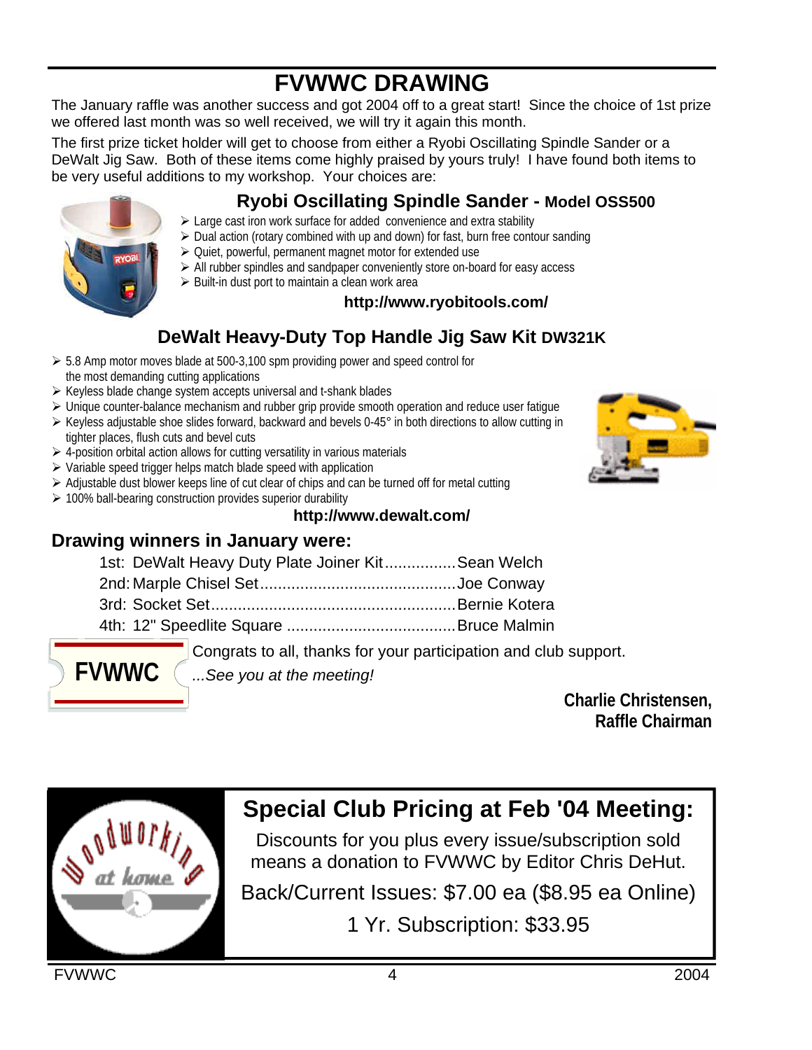# FVWWC DRAWING

The January raffle was another success and got 2004 off to a great start! Since the choice of 1st prize we offered last month was so well received, we will try it again this month.

The first prize ticket holder will get to choose from either a Ryobi Oscillating Spindle Sander or a DeWalt Jig Saw. Both of these items come highly praised by yours truly! I have found both items to be very useful additions to my workshop. Your choices are:

## Ryobi Oscillating Spindle Sander - Model OSS500

- Large cast iron work surface for added convenience and extra stability
- Dual action (rotary combined with up and down) for fast, burn free contour sanding
- Quiet, powerful, permanent magnet motor for extended use
- All rubber spindles and sandpaper conveniently store on-board for easy access
- Built-in dust port to maintain a clean work area

**http://www.ryobitools.com/**

## DeWalt Heavy-Duty Top Handle Jig Saw Kit DW321K

- 5.8 Amp motor moves blade at 500-3,100 spm providing power and speed control for the most demanding cutting applications
- Keyless blade change system accepts universal and t-shank blades
- Unique counter-balance mechanism and rubber grip provide smooth operation and reduce user fatigue
- Keyless adjustable shoe slides forward, backward and bevels 0-45° in both directions to allow cutting in tighter places, flush cuts and bevel cuts
- 4-position orbital action allows for cutting versatility in various materials
- Variable speed trigger helps match blade speed with application
- Adjustable dust blower keeps line of cut clear of chips and can be turned off for metal cutting
- 100% ball-bearing construction provides superior durability

**http://www.dewalt.com/**

## Drawing winners in January were:

1st: DeWalt Heavy Duty Plate Joiner Kit................Sean Welch
2nd: Marple Chisel Set............................................Joe Conway
3rd: Socket Set.......................................................Bernie Kotera
4th: 12" Speedlite Square ......................................Bruce Malmin

FVWWC

Congrats to all, thanks for your participation and club support.

*...See you at the meeting!*

**Charlie Christensen,**
**Raffle Chairman**

## Special Club Pricing at Feb '04 Meeting:

Woodworking at home

Discounts for you plus every issue/subscription sold means a donation to FVWWC by Editor Chris DeHut.

Back/Current Issues: $7.00 ea ($8.95 ea Online)

1 Yr. Subscription: $33.95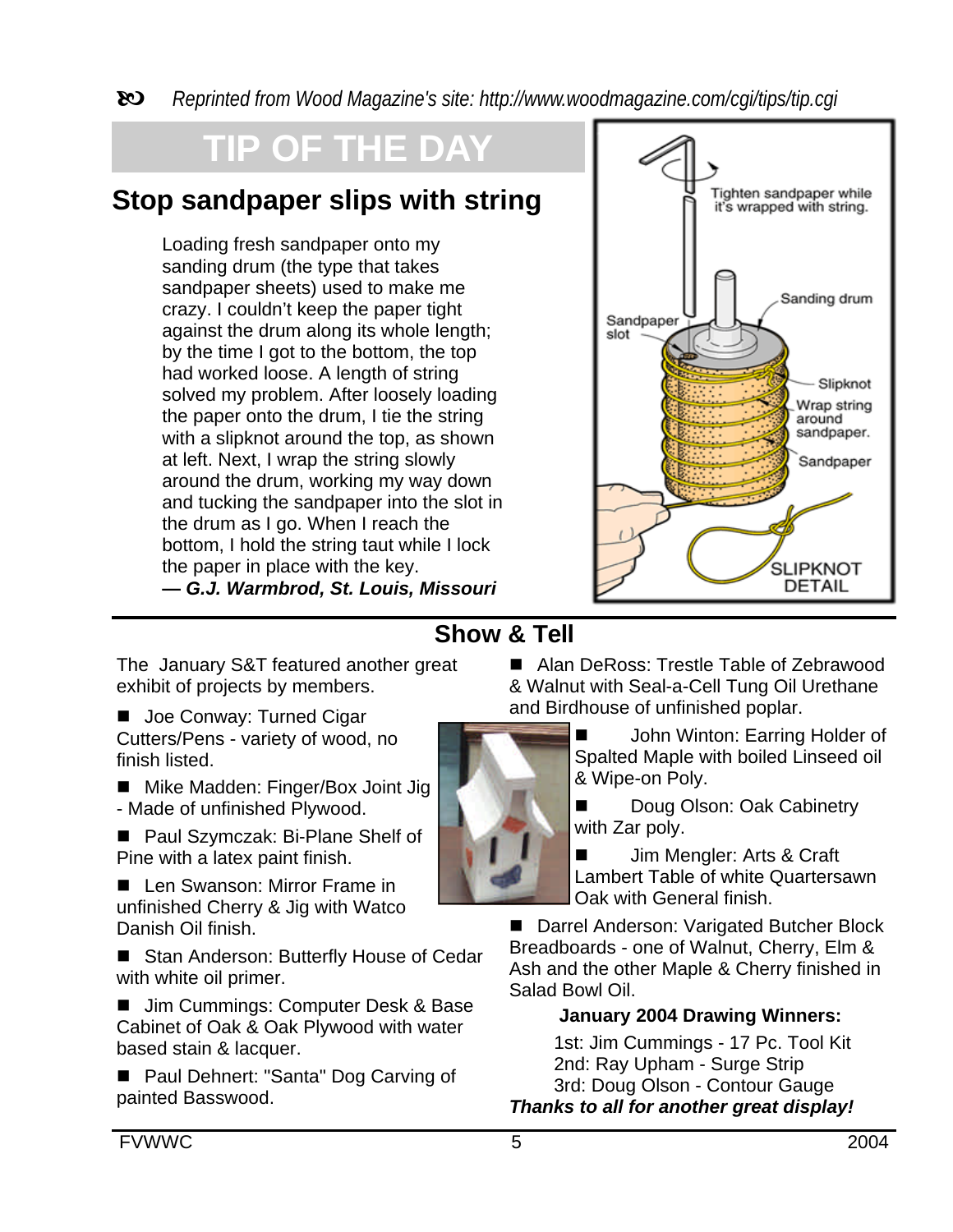*Reprinted from Wood Magazine's site: http://www.woodmagazine.com/cgi/tips/tip.cgi*

# TIP OF THE DAY

## Stop sandpaper slips with string

Loading fresh sandpaper onto my sanding drum (the type that takes sandpaper sheets) used to make me crazy. I couldn't keep the paper tight against the drum along its whole length; by the time I got to the bottom, the top had worked loose. A length of string solved my problem. After loosely loading the paper onto the drum, I tie the string with a slipknot around the top, as shown at left. Next, I wrap the string slowly around the drum, working my way down and tucking the sandpaper into the slot in the drum as I go. When I reach the bottom, I hold the string taut while I lock the paper in place with the key.

***— G.J. Warmbrod, St. Louis, Missouri***

Tighten sandpaper while it's wrapped with string.

Sanding drum

Sandpaper slot

Slipknot

Wrap string around sandpaper.

Sandpaper

SLIPKNOT DETAIL

## Show & Tell

The January S&T featured another great exhibit of projects by members.

- Joe Conway: Turned Cigar Cutters/Pens - variety of wood, no finish listed.
- Mike Madden: Finger/Box Joint Jig - Made of unfinished Plywood.
- Paul Szymczak: Bi-Plane Shelf of Pine with a latex paint finish.
- Len Swanson: Mirror Frame in unfinished Cherry & Jig with Watco Danish Oil finish.
- Stan Anderson: Butterfly House of Cedar with white oil primer.
- Jim Cummings: Computer Desk & Base Cabinet of Oak & Oak Plywood with water based stain & lacquer.
- Paul Dehnert: "Santa" Dog Carving of painted Basswood.
- Alan DeRoss: Trestle Table of Zebrawood & Walnut with Seal-a-Cell Tung Oil Urethane and Birdhouse of unfinished poplar.
- John Winton: Earring Holder of Spalted Maple with boiled Linseed oil & Wipe-on Poly.
- Doug Olson: Oak Cabinetry with Zar poly.
- Jim Mengler: Arts & Craft Lambert Table of white Quartersawn Oak with General finish.
- Darrel Anderson: Varigated Butcher Block Breadboards - one of Walnut, Cherry, Elm & Ash and the other Maple & Cherry finished in Salad Bowl Oil.

**January 2004 Drawing Winners:**

1st: Jim Cummings - 17 Pc. Tool Kit
2nd: Ray Upham - Surge Strip
3rd: Doug Olson - Contour Gauge

***Thanks to all for another great display!***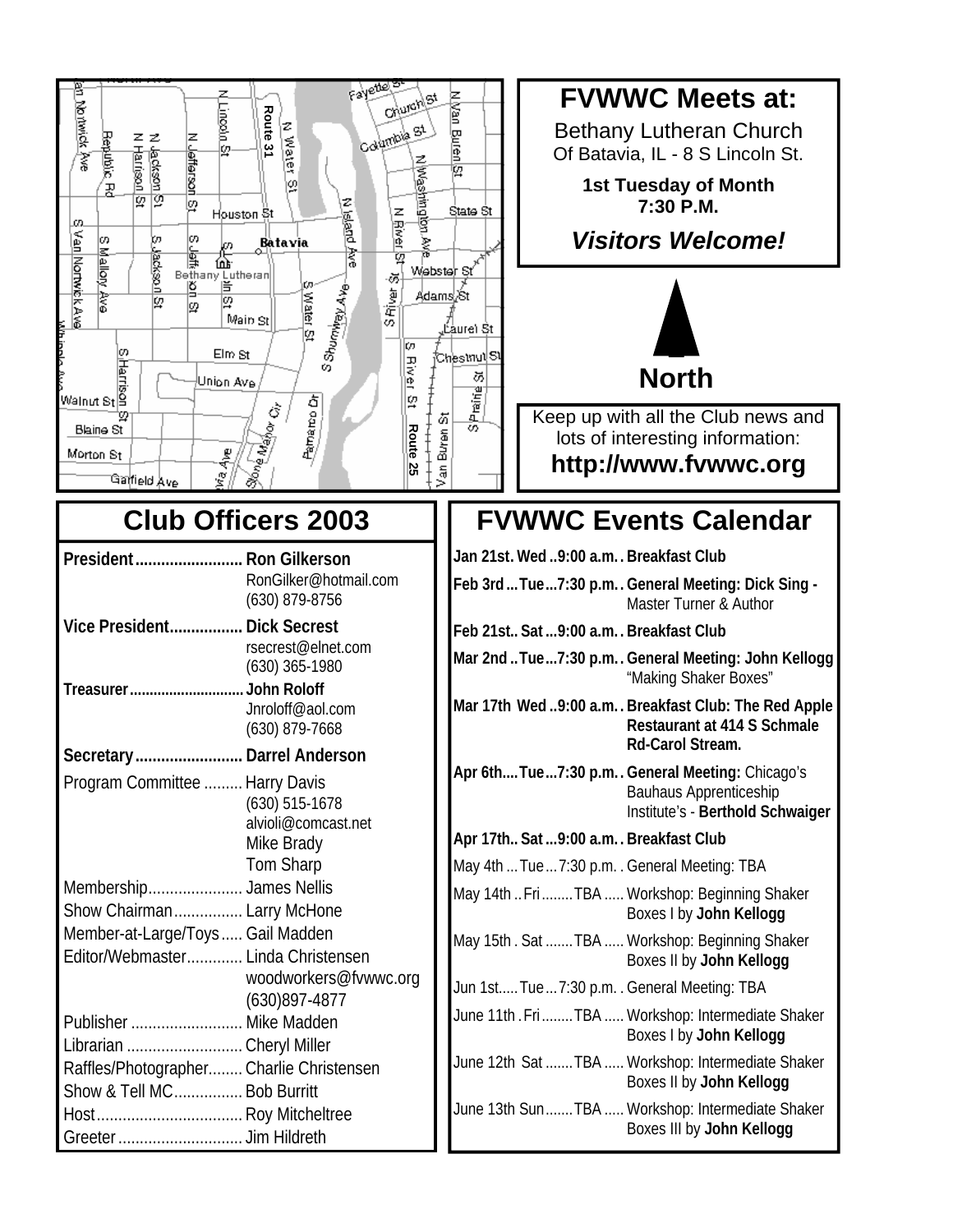## FVWWC Meets at:

Bethany Lutheran Church
Of Batavia, IL - 8 S Lincoln St.

**1st Tuesday of Month**
**7:30 P.M.**

***Visitors Welcome!***

North

Keep up with all the Club news and lots of interesting information:
**http://www.fvwwc.org**

## Club Officers 2003

**President ......................... Ron Gilkerson**
RonGilker@hotmail.com
(630) 879-8756

**Vice President ................. Dick Secrest**
rsecrest@elnet.com
(630) 365-1980

**Treasurer ............................ John Roloff**
Jnroloff@aol.com
(630) 879-7668

**Secretary ......................... Darrel Anderson**

Program Committee ......... Harry Davis
(630) 515-1678
alvioli@comcast.net
Mike Brady
Tom Sharp

Membership...................... James Nellis
Show Chairman................ Larry McHone
Member-at-Large/Toys..... Gail Madden
Editor/Webmaster............. Linda Christensen
woodworkers@fvwwc.org
(630)897-4877
Publisher .......................... Mike Madden
Librarian ........................... Cheryl Miller
Raffles/Photographer........ Charlie Christensen
Show & Tell MC................ Bob Burritt
Host.................................. Roy Mitcheltree
Greeter ............................. Jim Hildreth

## FVWWC Events Calendar

**Jan 21st. Wed ..9:00 a.m. . Breakfast Club**

**Feb 3rd ... Tue ...7:30 p.m. . General Meeting: Dick Sing -** Master Turner & Author

**Feb 21st.. Sat ...9:00 a.m. . Breakfast Club**

**Mar 2nd .. Tue ...7:30 p.m. . General Meeting: John Kellogg** "Making Shaker Boxes"

**Mar 17th Wed ..9:00 a.m. . Breakfast Club: The Red Apple Restaurant at 414 S Schmale Rd-Carol Stream.**

**Apr 6th.... Tue ...7:30 p.m. . General Meeting:** Chicago's Bauhaus Apprenticeship Institute's - **Berthold Schwaiger**

**Apr 17th.. Sat ...9:00 a.m. . Breakfast Club**

May 4th ... Tue ... 7:30 p.m. . General Meeting: TBA

May 14th .. Fri ........ TBA ..... Workshop: Beginning Shaker Boxes I by **John Kellogg**

May 15th . Sat ....... TBA ..... Workshop: Beginning Shaker Boxes II by **John Kellogg**

Jun 1st..... Tue ... 7:30 p.m. . General Meeting: TBA

June 11th . Fri ........ TBA ..... Workshop: Intermediate Shaker Boxes I by **John Kellogg**

June 12th Sat ....... TBA ..... Workshop: Intermediate Shaker Boxes II by **John Kellogg**

June 13th Sun ....... TBA ..... Workshop: Intermediate Shaker Boxes III by **John Kellogg**